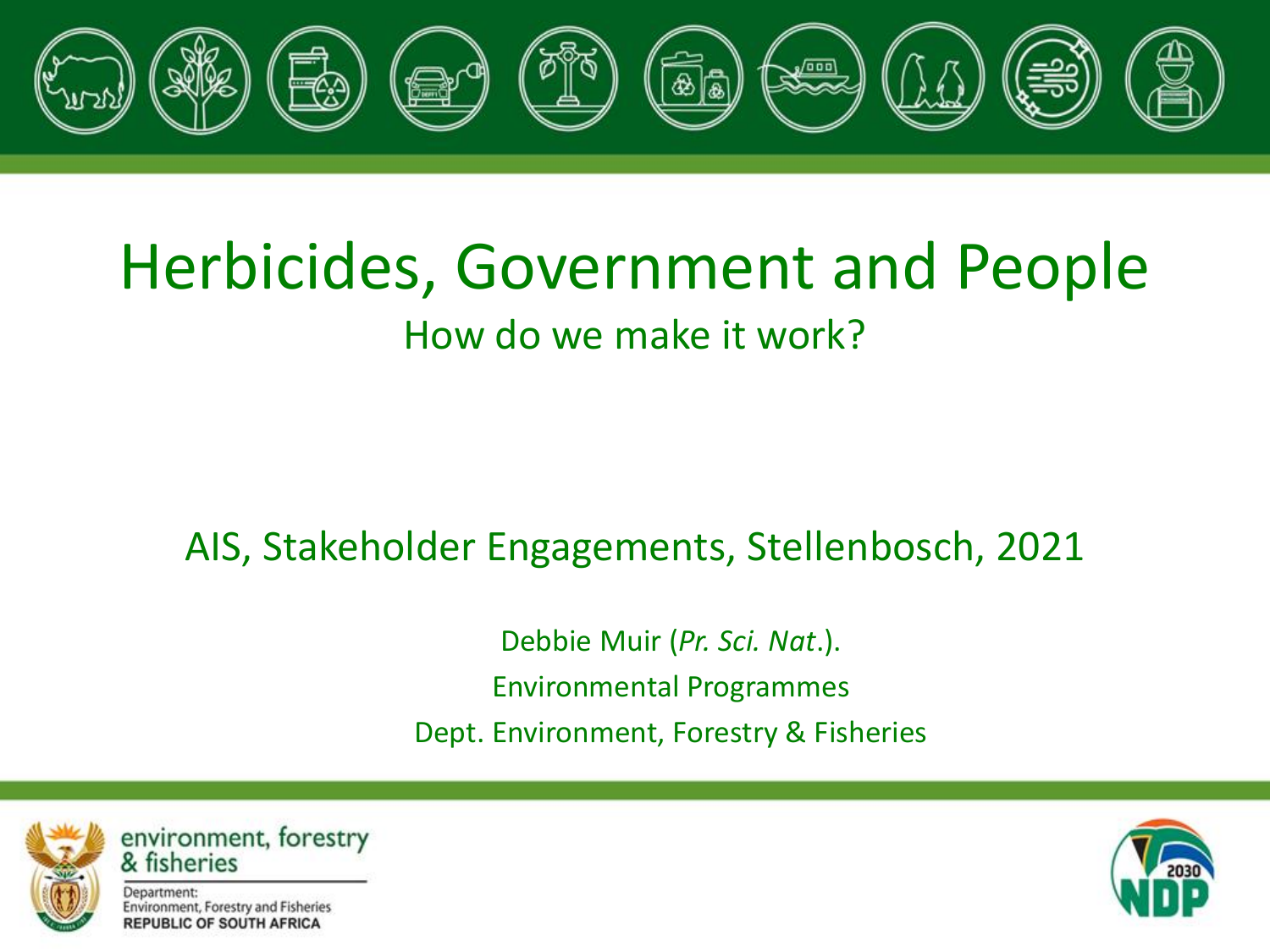# Herbicides, Government and People

## How do we make it work?

AIS, Stakeholder Engagements, Stellenbosch, 2021

Debbie Muir (*Pr. Sci. Nat*.).

Environmental Programmes

Dept. Environment, Forestry & Fisheries

environment, forestry & fisheries

Department:
Environment, Forestry and Fisheries
REPUBLIC OF SOUTH AFRICA

2030 NDP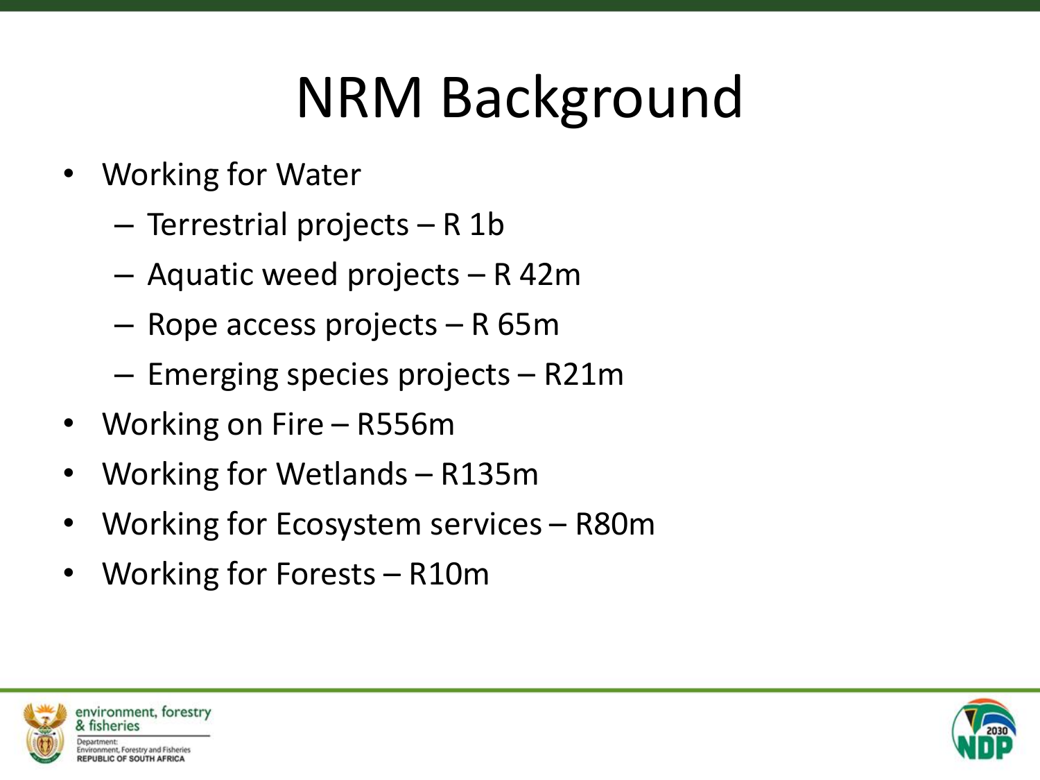# NRM Background

- Working for Water
  - Terrestrial projects – R 1b
  - Aquatic weed projects – R 42m
  - Rope access projects – R 65m
  - Emerging species projects – R21m
- Working on Fire – R556m
- Working for Wetlands – R135m
- Working for Ecosystem services – R80m
- Working for Forests – R10m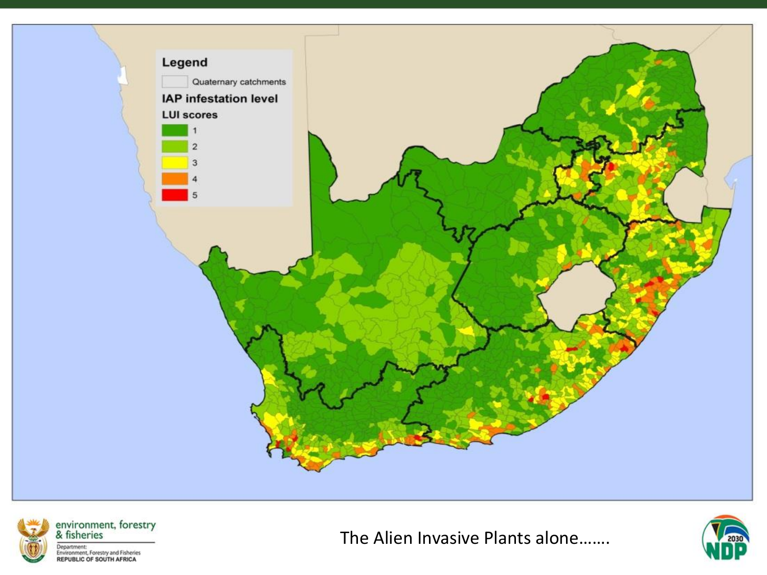Legend

Quaternary catchments

**IAP infestation level**

**LUI scores**

- 1
- 2
- 3
- 4
- 5

The Alien Invasive Plants alone…….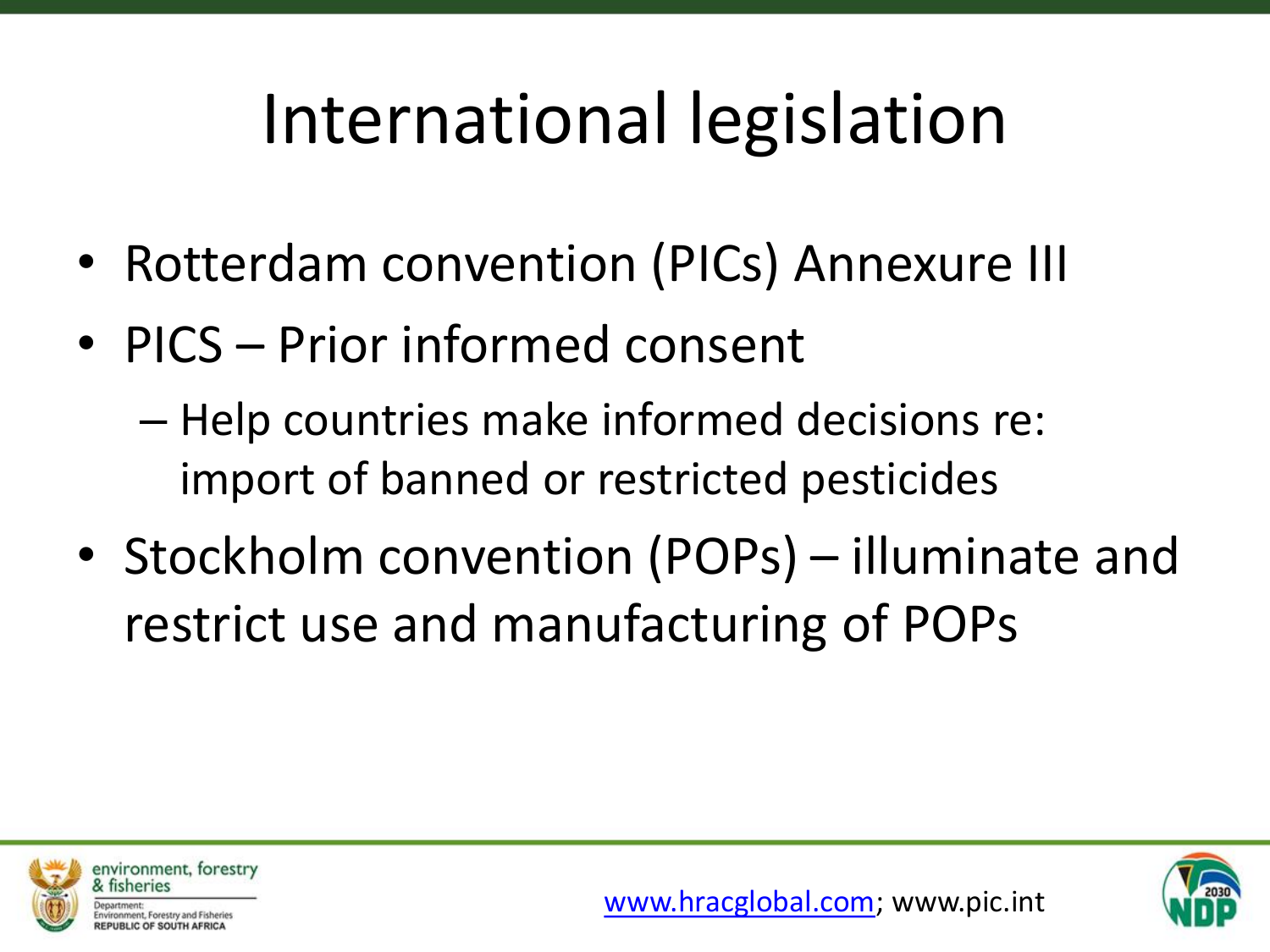# International legislation

- Rotterdam convention (PICs) Annexure III
- PICS – Prior informed consent
  - Help countries make informed decisions re: import of banned or restricted pesticides
- Stockholm convention (POPs) – illuminate and restrict use and manufacturing of POPs

www.hracglobal.com; www.pic.int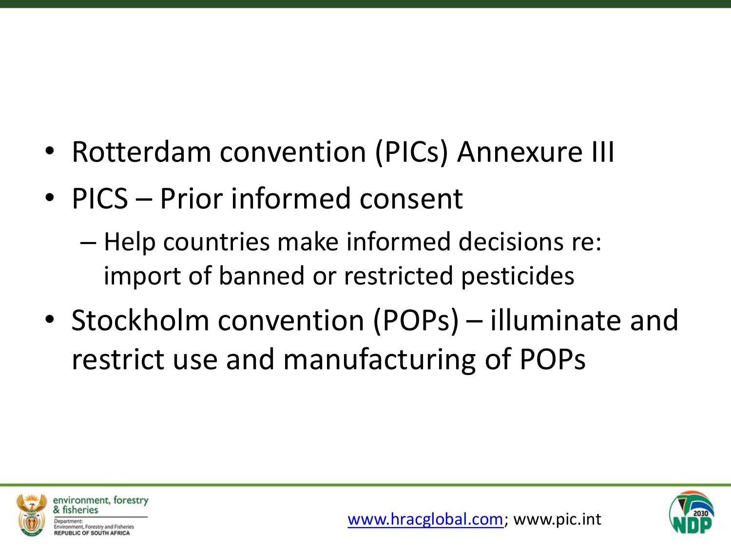- Rotterdam convention (PICs) Annexure III
- PICS – Prior informed consent
  - Help countries make informed decisions re: import of banned or restricted pesticides
- Stockholm convention (POPs) – illuminate and restrict use and manufacturing of POPs

www.hracglobal.com; www.pic.int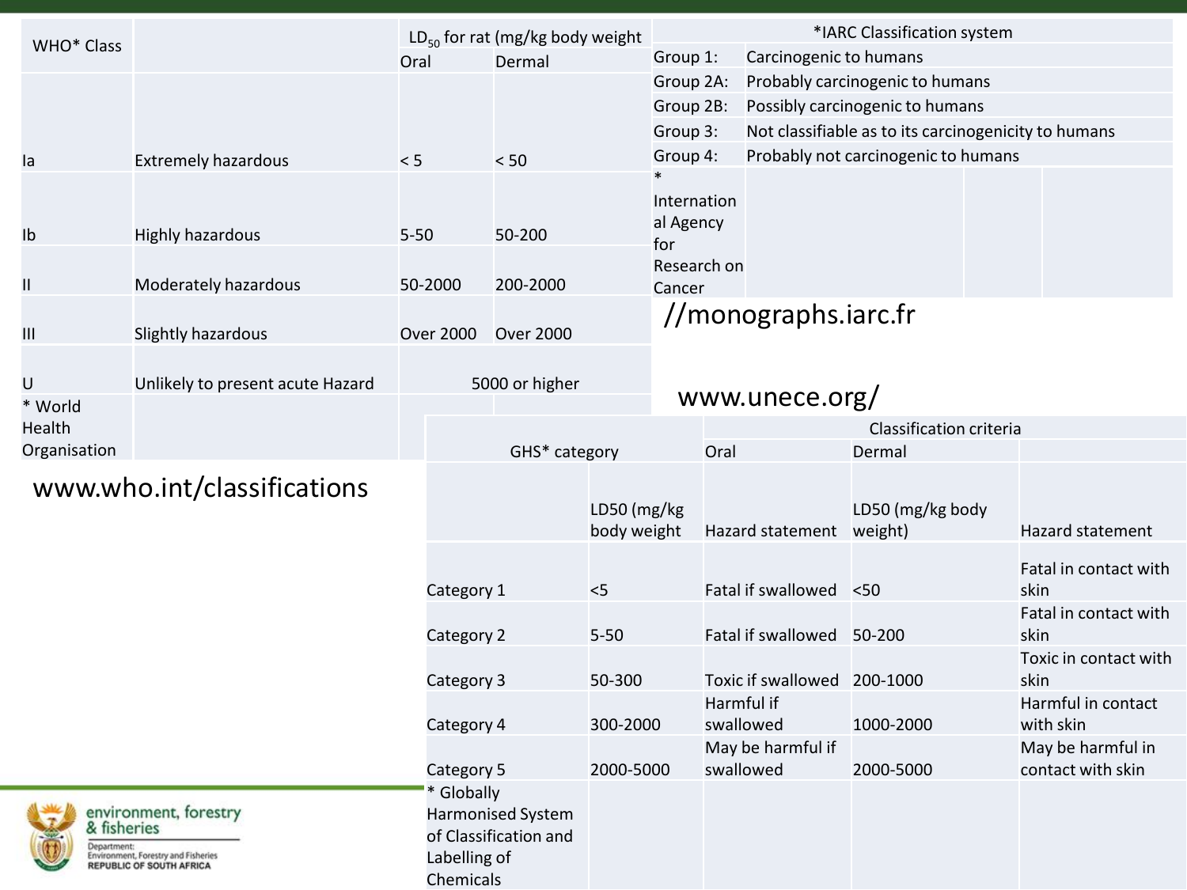| WHO* Class | | $LD_{50}$ for rat (mg/kg body weight | |
|---|---|---|---|
| | | Oral | Dermal |
| Ia | Extremely hazardous | < 5 | < 50 |
| Ib | Highly hazardous | 5-50 | 50-200 |
| II | Moderately hazardous | 50-2000 | 200-2000 |
| III | Slightly hazardous | Over 2000 | Over 2000 |
| U | Unlikely to present acute Hazard | 5000 or higher | |
| * World Health Organisation | | | |

www.who.int/classifications

| *IARC Classification system | |
|---|---|
| Group 1: | Carcinogenic to humans |
| Group 2A: | Probably carcinogenic to humans |
| Group 2B: | Possibly carcinogenic to humans |
| Group 3: | Not classifiable as to its carcinogenicity to humans |
| Group 4: | Probably not carcinogenic to humans |
| * International Agency for Research on Cancer | |

//monographs.iarc.fr

www.unece.org/

| GHS* category | | Classification criteria | | |
|---|---|---|---|---|
| | | Oral | Dermal | |
| | LD50 (mg/kg body weight | Hazard statement | LD50 (mg/kg body weight) | Hazard statement |
| Category 1 | <5 | Fatal if swallowed | <50 | Fatal in contact with skin |
| Category 2 | 5-50 | Fatal if swallowed | 50-200 | Fatal in contact with skin |
| Category 3 | 50-300 | Toxic if swallowed | 200-1000 | Toxic in contact with skin |
| Category 4 | 300-2000 | Harmful if swallowed | 1000-2000 | Harmful in contact with skin |
| Category 5 | 2000-5000 | May be harmful if swallowed | 2000-5000 | May be harmful in contact with skin |
| * Globally Harmonised System of Classification and Labelling of Chemicals | | | | |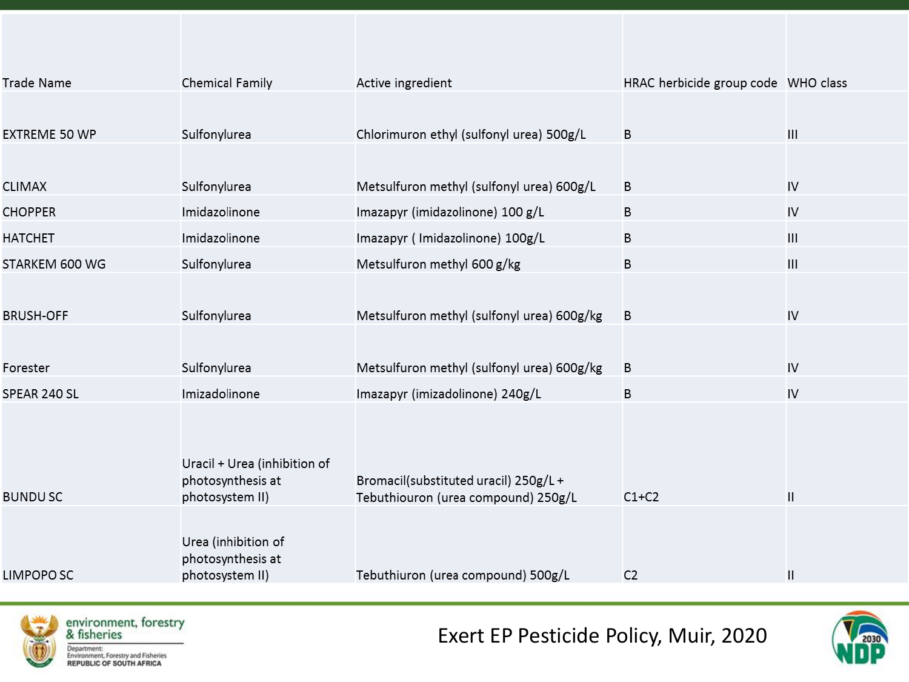| Trade Name | Chemical Family | Active ingredient | HRAC herbicide group code | WHO class |
|---|---|---|---|---|
| EXTREME 50 WP | Sulfonylurea | Chlorimuron ethyl (sulfonyl urea) 500g/L | B | III |
| CLIMAX | Sulfonylurea | Metsulfuron methyl (sulfonyl urea) 600g/L | B | IV |
| CHOPPER | Imidazolinone | Imazapyr (imidazolinone) 100 g/L | B | IV |
| HATCHET | Imidazolinone | Imazapyr ( Imidazolinone) 100g/L | B | III |
| STARKEM 600 WG | Sulfonylurea | Metsulfuron methyl 600 g/kg | B | III |
| BRUSH-OFF | Sulfonylurea | Metsulfuron methyl (sulfonyl urea) 600g/kg | B | IV |
| Forester | Sulfonylurea | Metsulfuron methyl (sulfonyl urea) 600g/kg | B | IV |
| SPEAR 240 SL | Imizadolinone | Imazapyr (imizadolinone) 240g/L | B | IV |
| BUNDU SC | Uracil + Urea (inhibition of photosynthesis at photosystem II) | Bromacil(substituted uracil) 250g/L + Tebuthiouron (urea compound) 250g/L | C1+C2 | II |
| LIMPOPO SC | Urea (inhibition of photosynthesis at photosystem II) | Tebuthiouron (urea compound) 500g/L | C2 | II |

Exert EP Pesticide Policy, Muir, 2020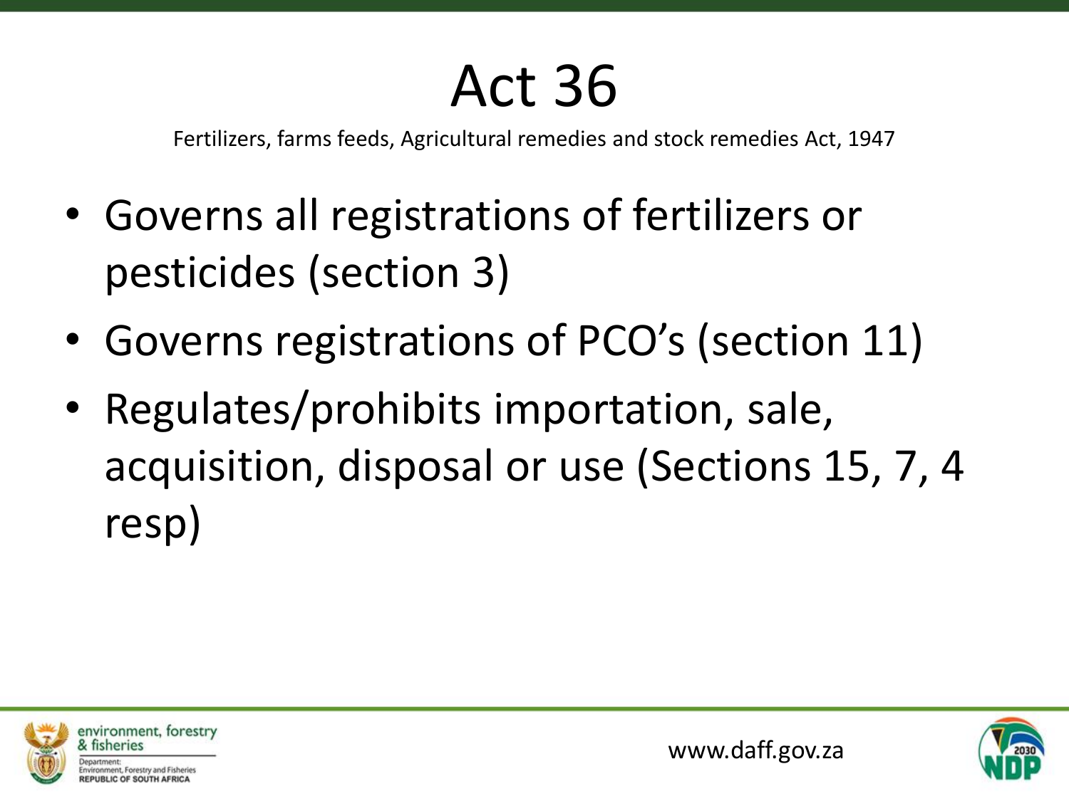# Act 36

Fertilizers, farms feeds, Agricultural remedies and stock remedies Act, 1947

- Governs all registrations of fertilizers or pesticides (section 3)
- Governs registrations of PCO's (section 11)
- Regulates/prohibits importation, sale, acquisition, disposal or use (Sections 15, 7, 4 resp)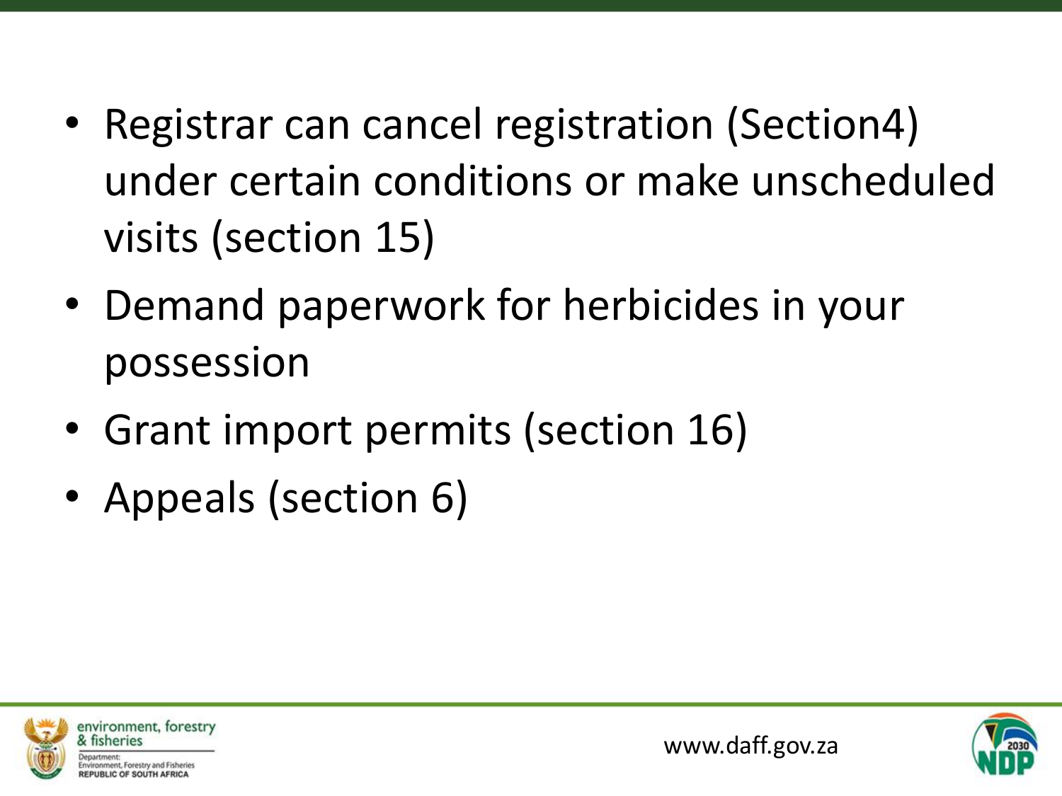- Registrar can cancel registration (Section4) under certain conditions or make unscheduled visits (section 15)
- Demand paperwork for herbicides in your possession
- Grant import permits (section 16)
- Appeals (section 6)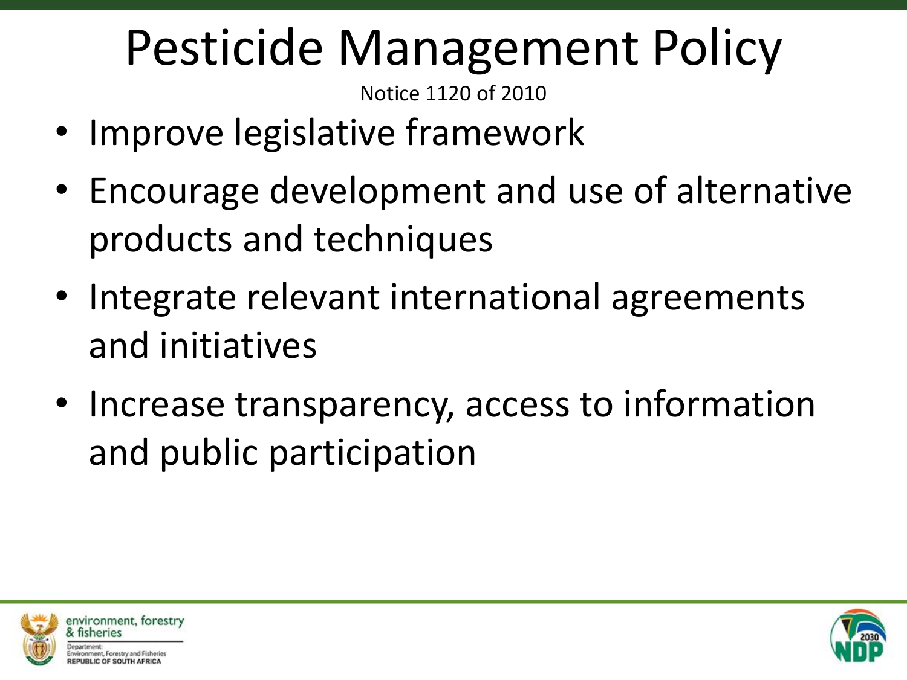# Pesticide Management Policy

Notice 1120 of 2010

- Improve legislative framework
- Encourage development and use of alternative products and techniques
- Integrate relevant international agreements and initiatives
- Increase transparency, access to information and public participation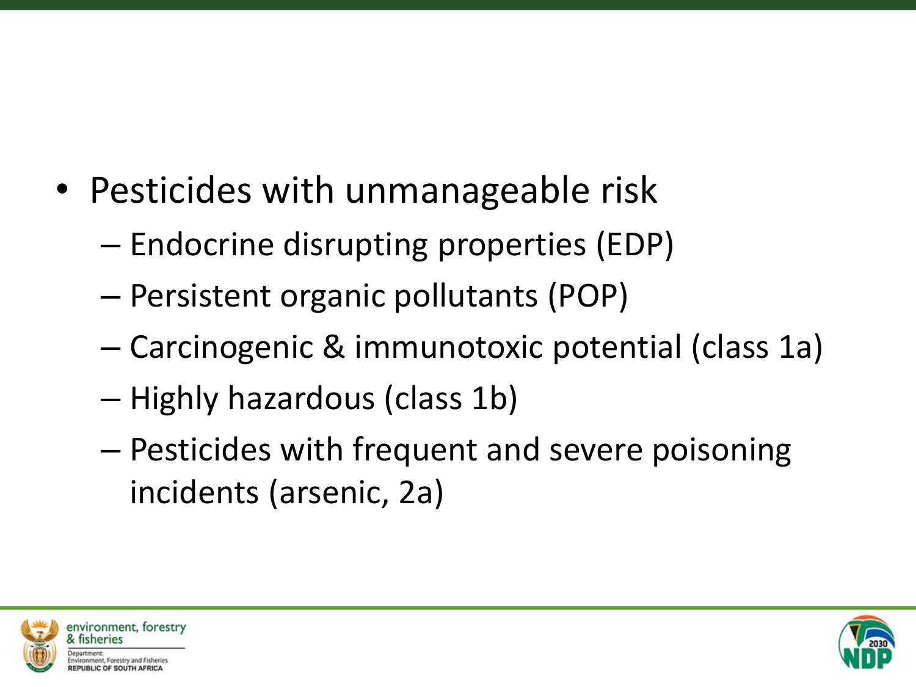- Pesticides with unmanageable risk
  - Endocrine disrupting properties (EDP)
  - Persistent organic pollutants (POP)
  - Carcinogenic & immunotoxic potential (class 1a)
  - Highly hazardous (class 1b)
  - Pesticides with frequent and severe poisoning incidents (arsenic, 2a)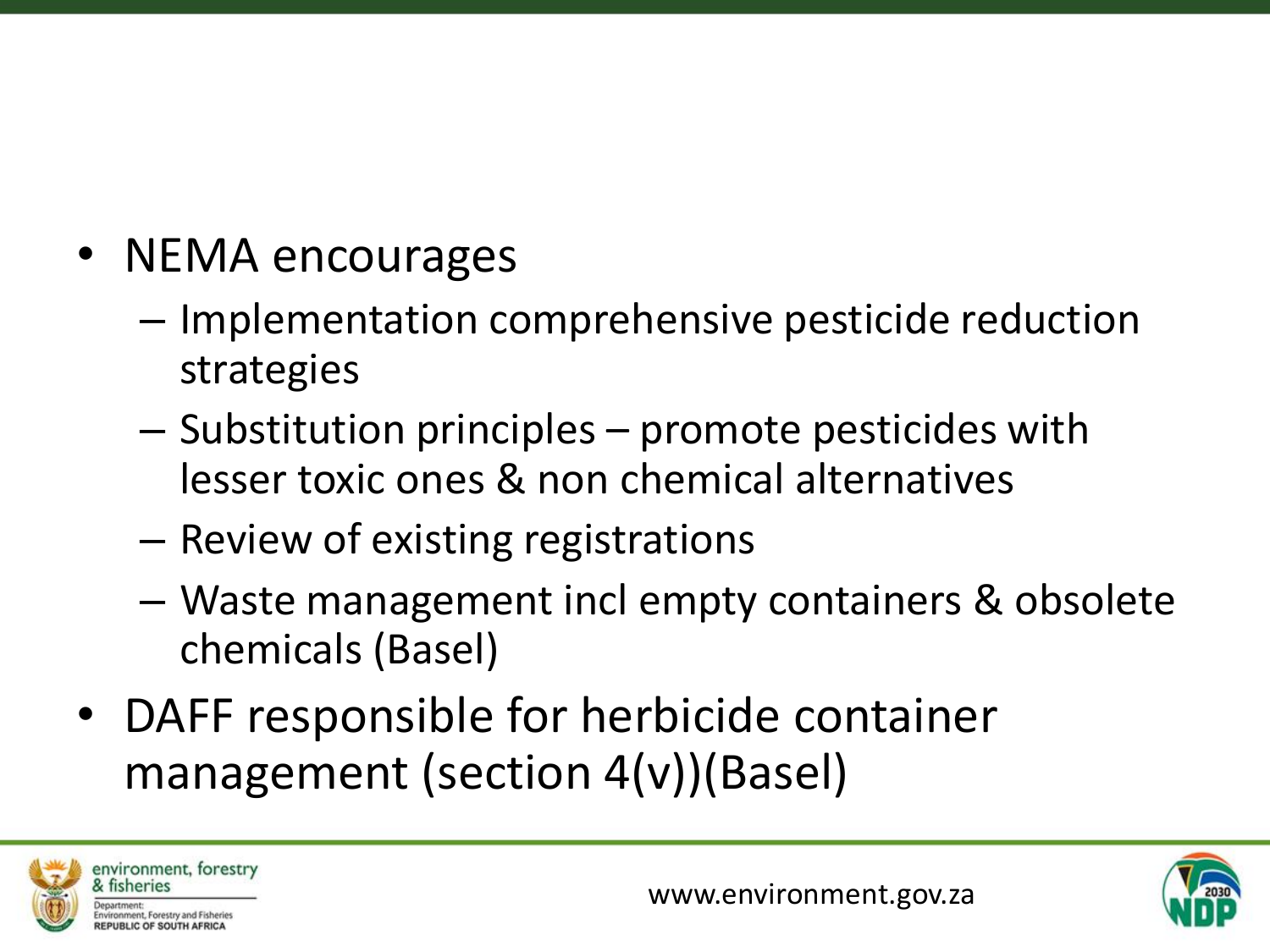- NEMA encourages
  - Implementation comprehensive pesticide reduction strategies
  - Substitution principles – promote pesticides with lesser toxic ones & non chemical alternatives
  - Review of existing registrations
  - Waste management incl empty containers & obsolete chemicals (Basel)
- DAFF responsible for herbicide container management (section 4(v))(Basel)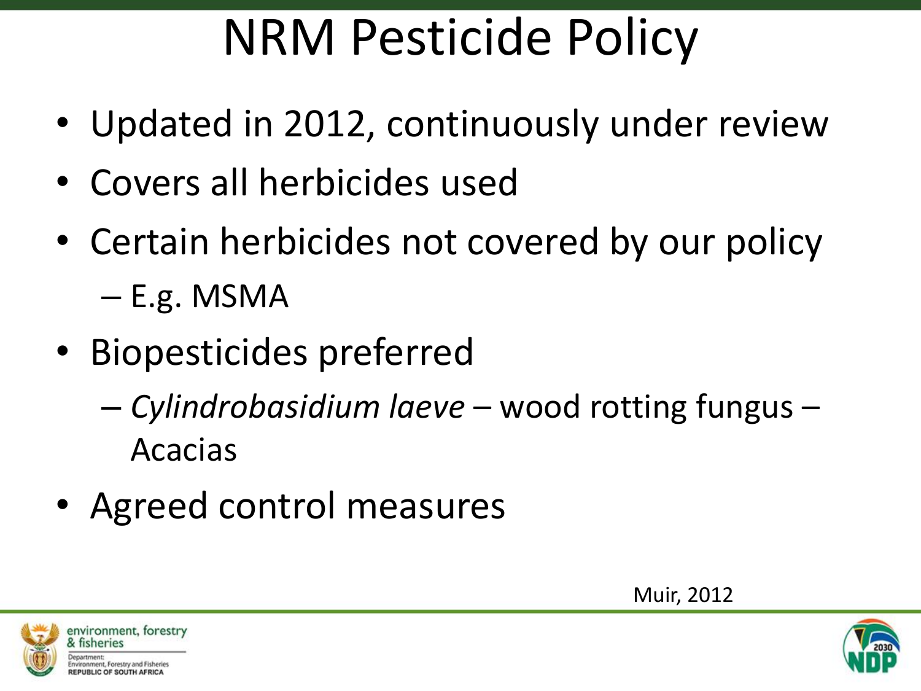# NRM Pesticide Policy

- Updated in 2012, continuously under review
- Covers all herbicides used
- Certain herbicides not covered by our policy
  - E.g. MSMA
- Biopesticides preferred
  - *Cylindrobasidium laeve* – wood rotting fungus – Acacias
- Agreed control measures

Muir, 2012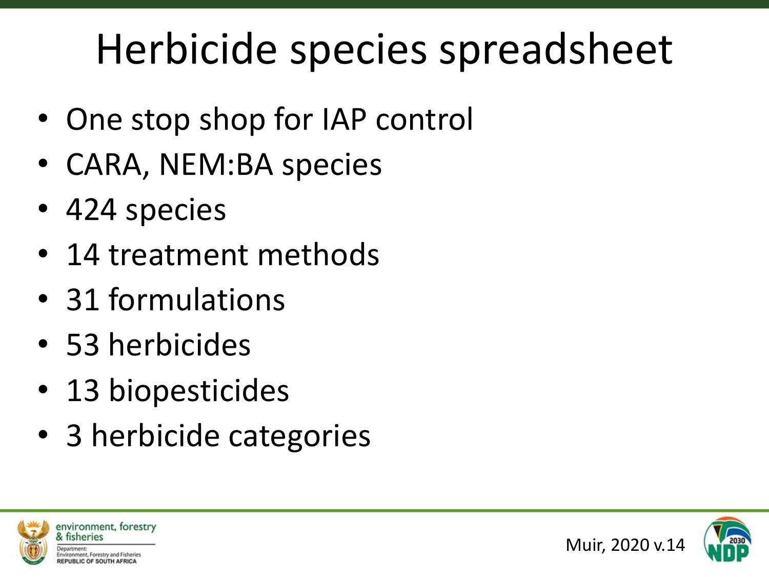# Herbicide species spreadsheet

- One stop shop for IAP control
- CARA, NEM:BA species
- 424 species
- 14 treatment methods
- 31 formulations
- 53 herbicides
- 13 biopesticides
- 3 herbicide categories

Muir, 2020 v.14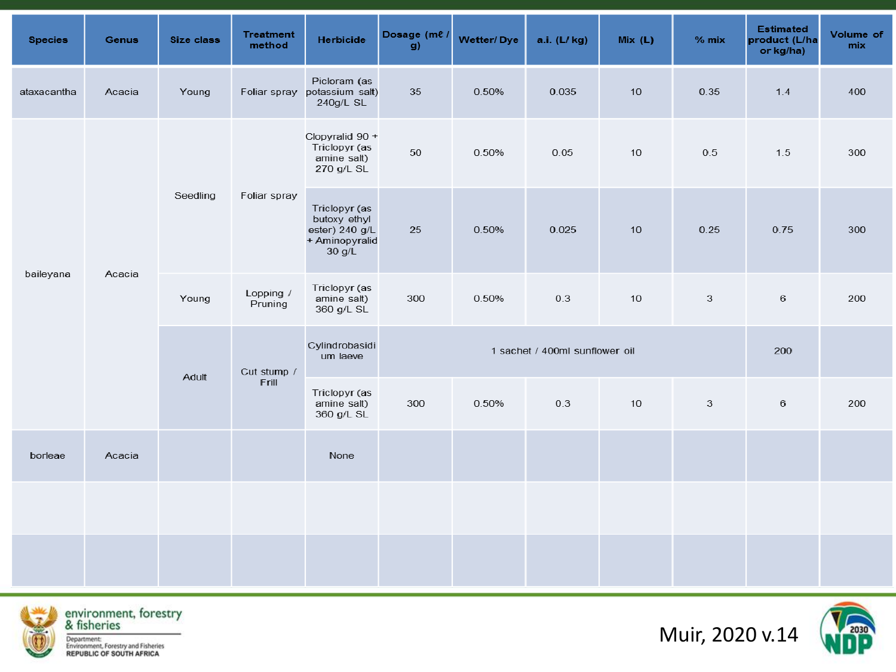| Species | Genus | Size class | Treatment method | Herbicide | Dosage (mℓ / g) | Wetter/ Dye | a.i. (L/ kg) | Mix (L) | % mix | Estimated product (L/ha or kg/ha) | Volume of mix |
|---|---|---|---|---|---|---|---|---|---|---|---|
| ataxacantha | Acacia | Young | Foliar spray | Picloram (as potassium salt) 240g/L SL | 35 | 0.50% | 0.035 | 10 | 0.35 | 1.4 | 400 |
| baileyana | Acacia | Seedling | Foliar spray | Clopyralid 90 + Triclopyr (as amine salt) 270 g/L SL | 50 | 0.50% | 0.05 | 10 | 0.5 | 1.5 | 300 |
| | | | | Triclopyr (as butoxy ethyl ester) 240 g/L + Aminopyralid 30 g/L | 25 | 0.50% | 0.025 | 10 | 0.25 | 0.75 | 300 |
| | | Young | Lopping / Pruning | Triclopyr (as amine salt) 360 g/L SL | 300 | 0.50% | 0.3 | 10 | 3 | 6 | 200 |
| | | Adult | Cut stump / Frill | Cylindrobasidium laeve | 1 sachet / 400ml sunflower oil | | | | | 200 | |
| | | | | Triclopyr (as amine salt) 360 g/L SL | 300 | 0.50% | 0.3 | 10 | 3 | 6 | 200 |
| borleae | Acacia | | | None | | | | | | | |
| | | | | | | | | | | | |
| | | | | | | | | | | | |

environment, forestry & fisheries

Department: Environment, Forestry and Fisheries REPUBLIC OF SOUTH AFRICA

Muir, 2020 v.14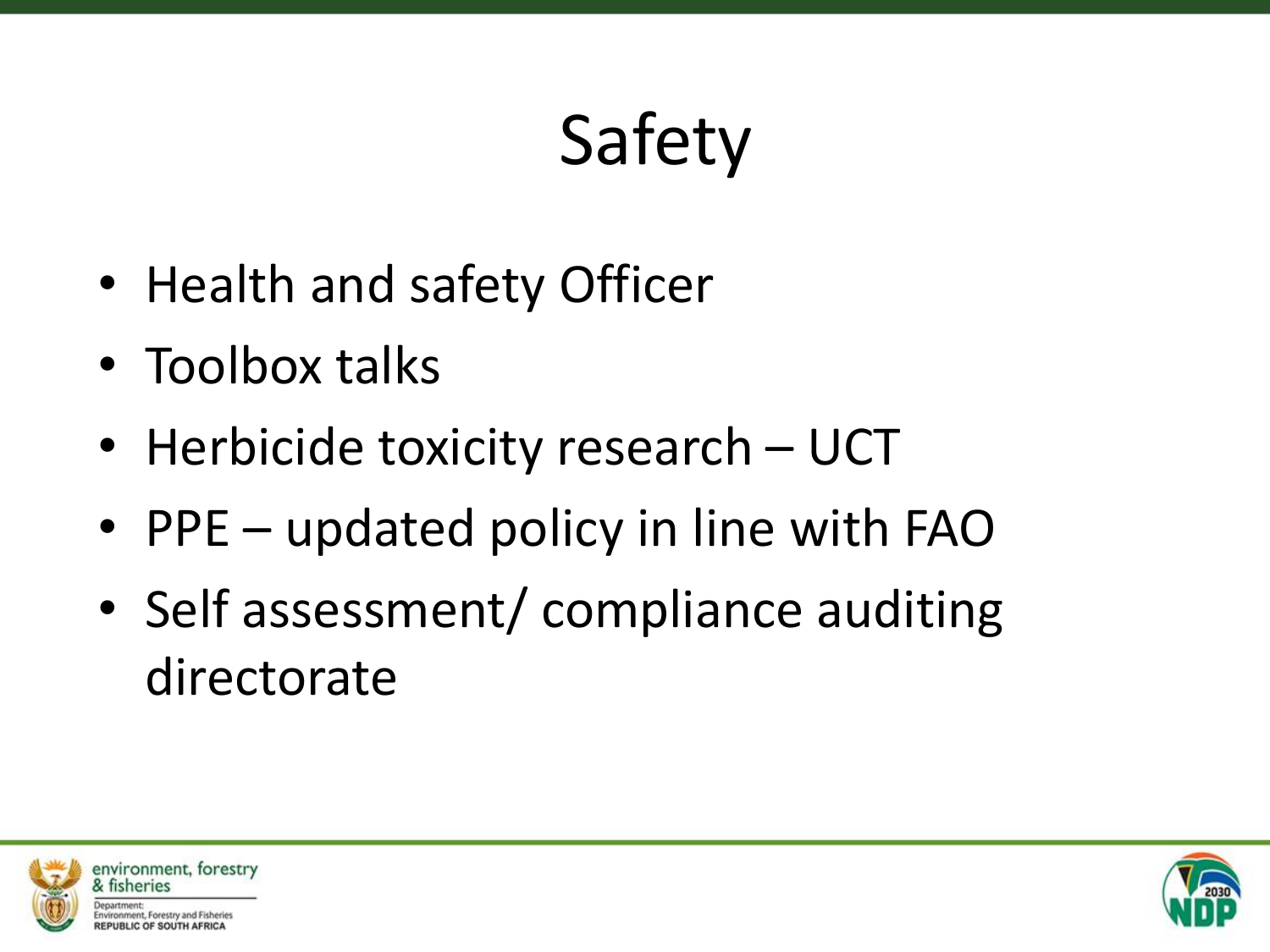# Safety

- Health and safety Officer
- Toolbox talks
- Herbicide toxicity research – UCT
- PPE – updated policy in line with FAO
- Self assessment/ compliance auditing directorate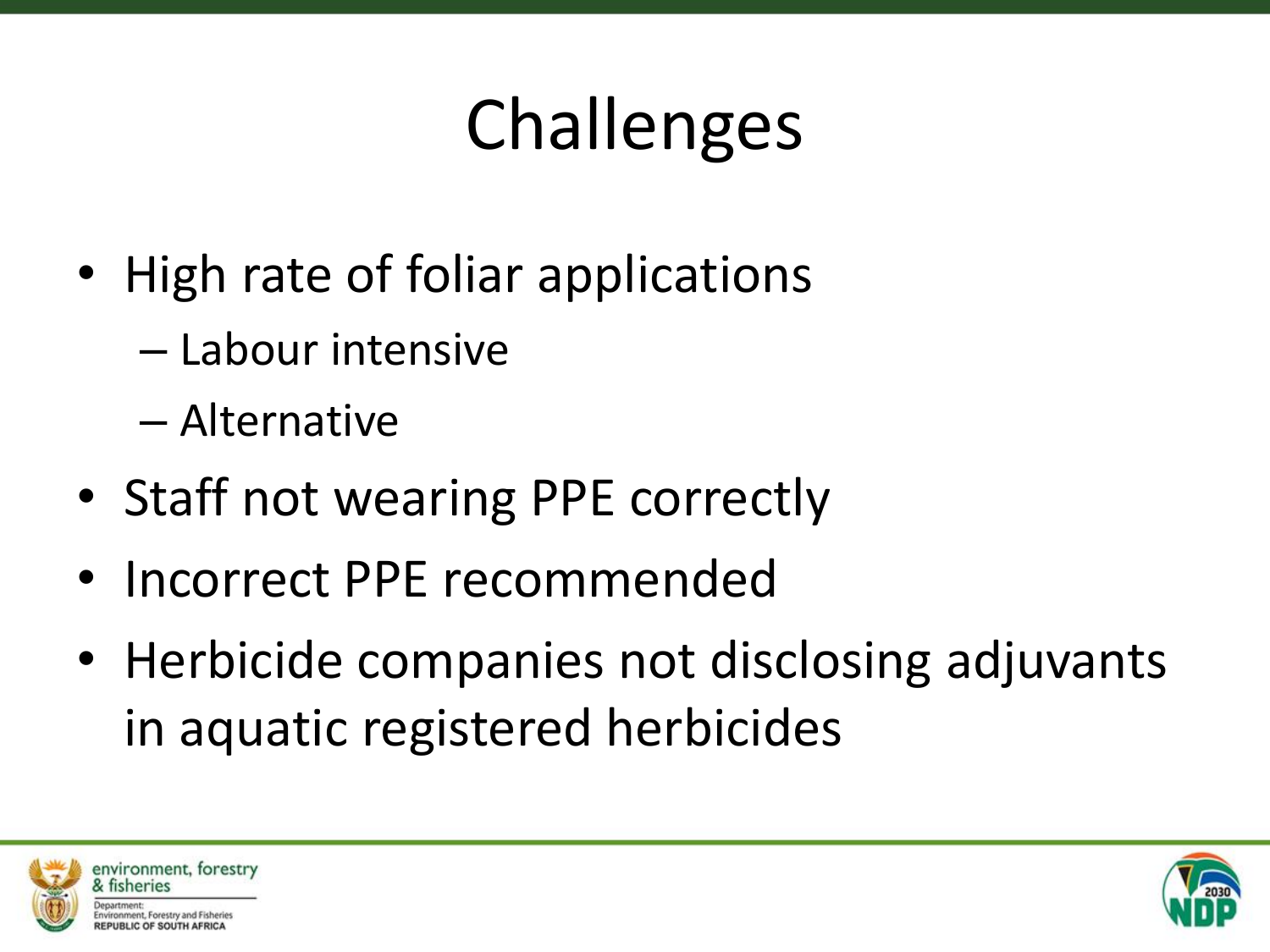# Challenges

- High rate of foliar applications
  - Labour intensive
  - Alternative
- Staff not wearing PPE correctly
- Incorrect PPE recommended
- Herbicide companies not disclosing adjuvants in aquatic registered herbicides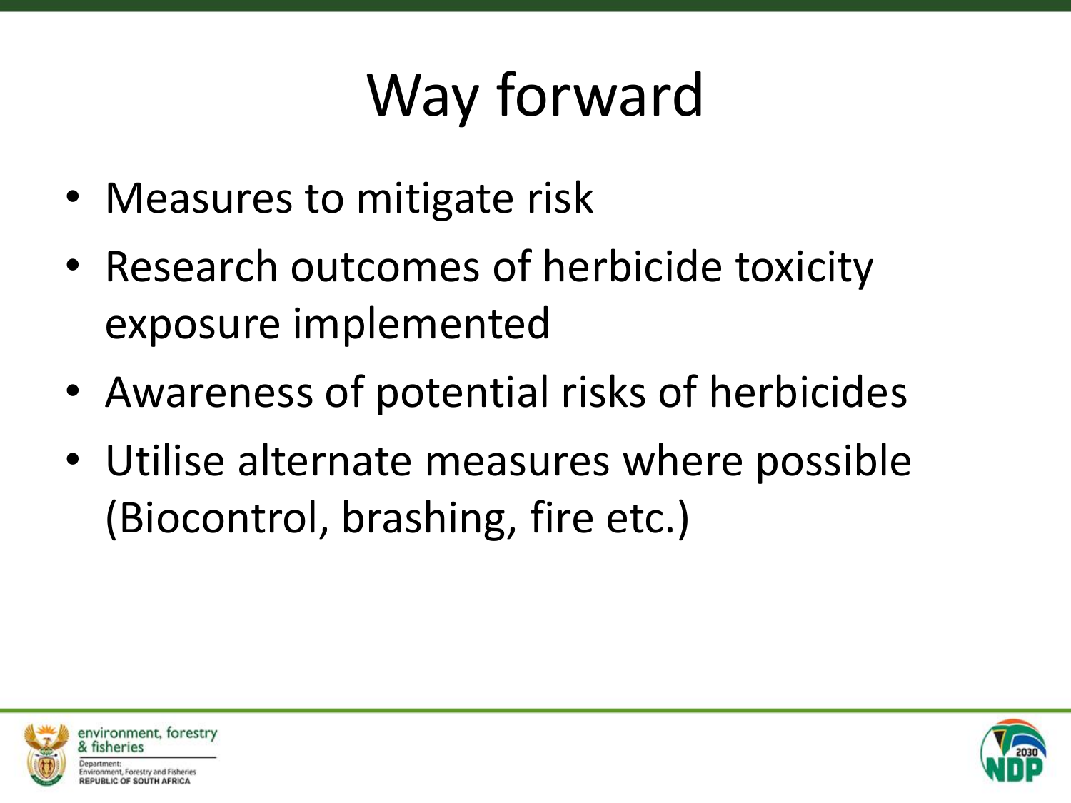# Way forward

- Measures to mitigate risk
- Research outcomes of herbicide toxicity exposure implemented
- Awareness of potential risks of herbicides
- Utilise alternate measures where possible (Biocontrol, brashing, fire etc.)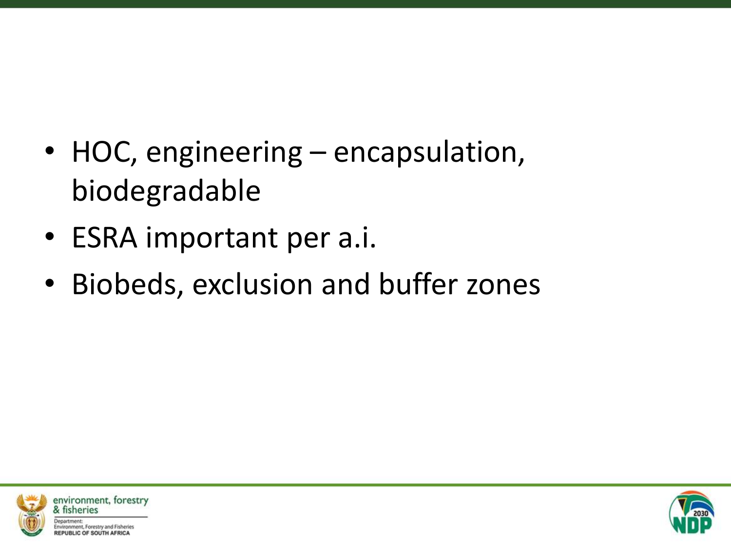- HOC, engineering – encapsulation, biodegradable
- ESRA important per a.i.
- Biobeds, exclusion and buffer zones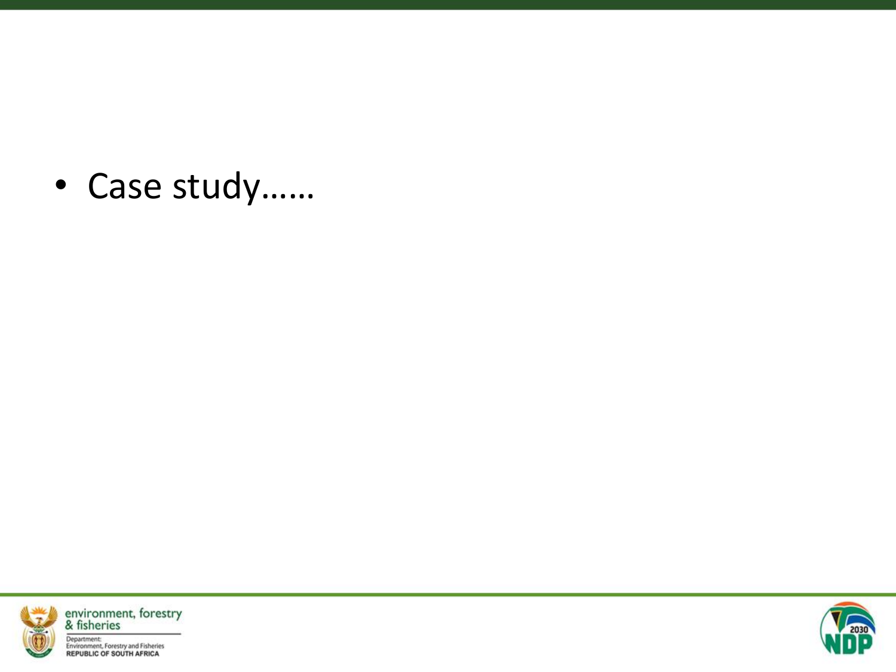- Case study……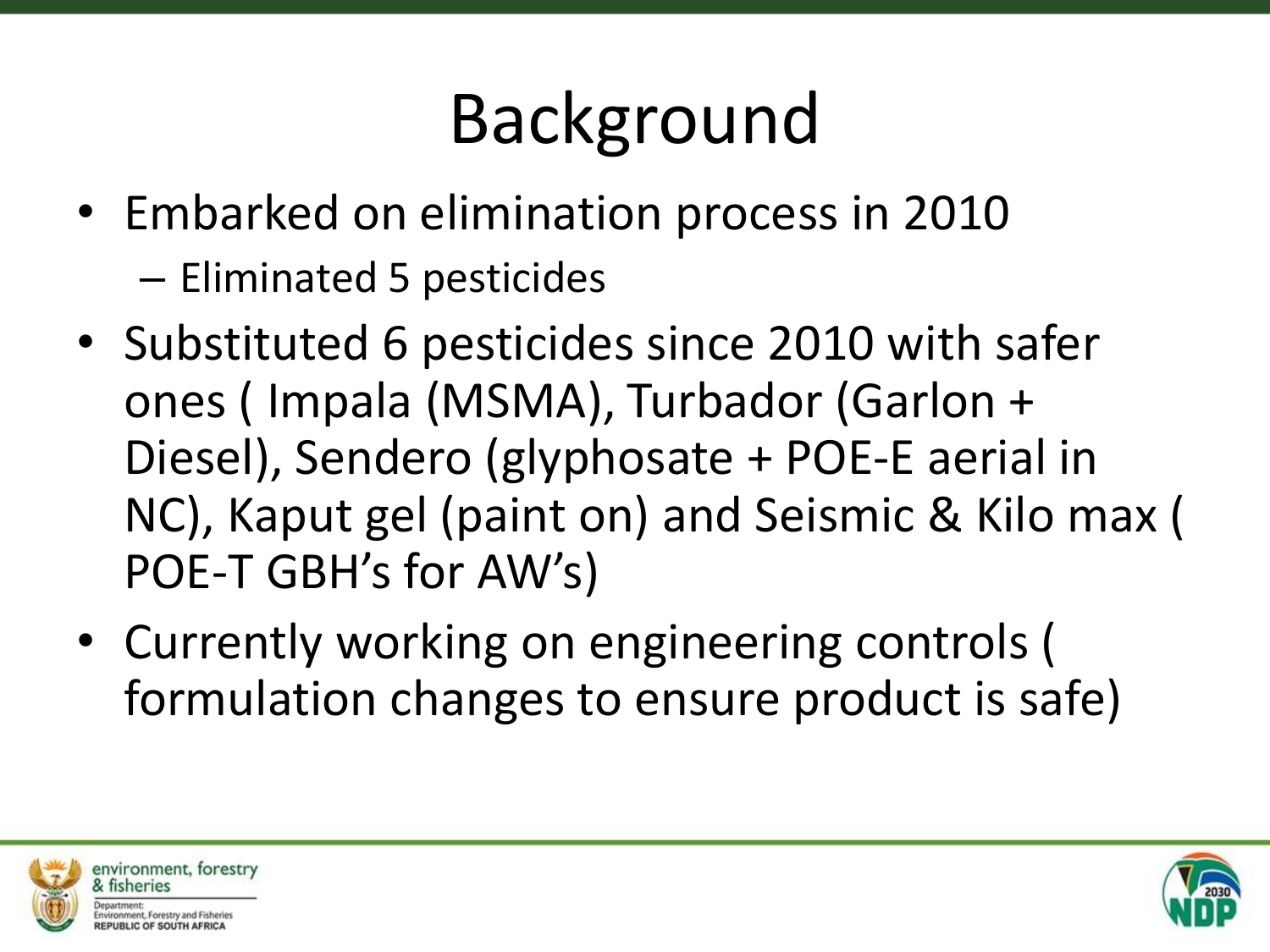# Background

- Embarked on elimination process in 2010
  - Eliminated 5 pesticides
- Substituted 6 pesticides since 2010 with safer ones ( Impala (MSMA), Turbador (Garlon + Diesel), Sendero (glyphosate + POE-E aerial in NC), Kaput gel (paint on) and Seismic & Kilo max ( POE-T GBH's for AW's)
- Currently working on engineering controls ( formulation changes to ensure product is safe)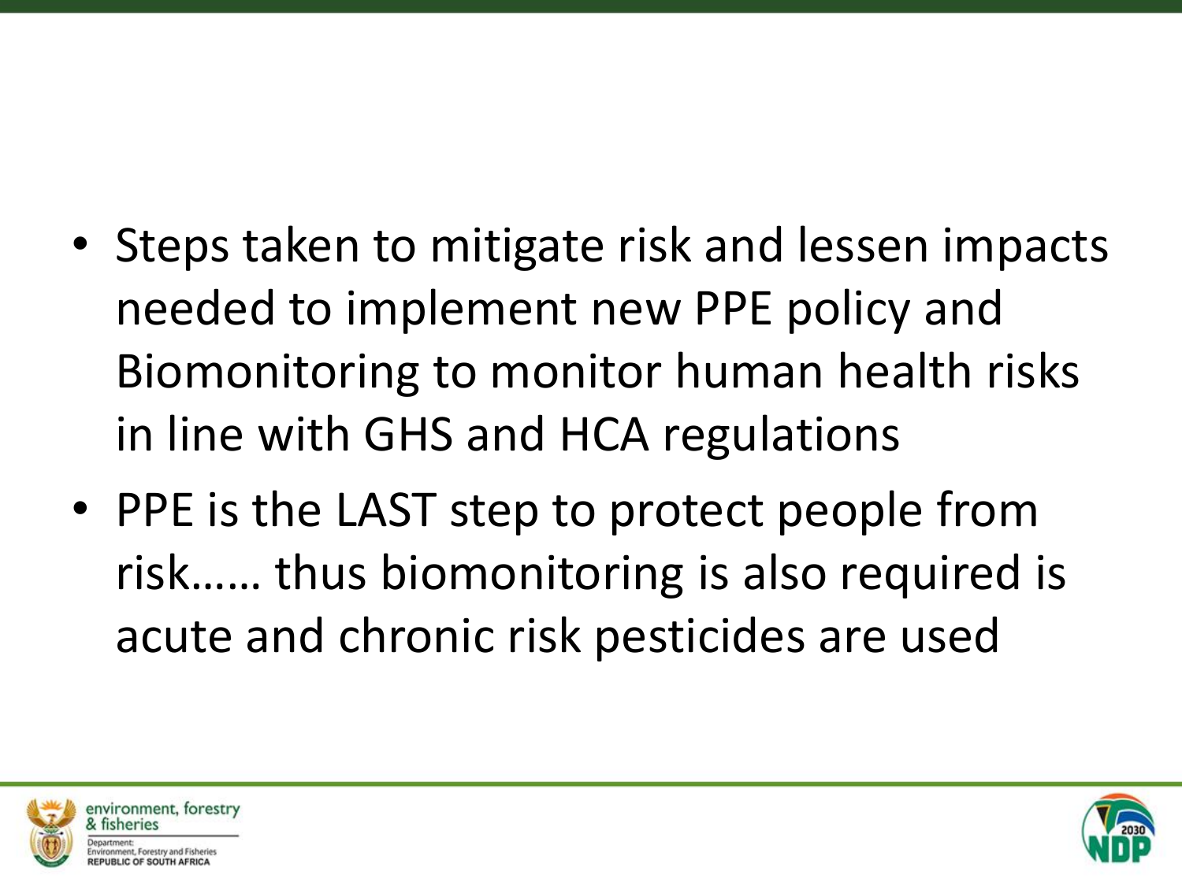- Steps taken to mitigate risk and lessen impacts needed to implement new PPE policy and Biomonitoring to monitor human health risks in line with GHS and HCA regulations
- PPE is the LAST step to protect people from risk…… thus biomonitoring is also required is acute and chronic risk pesticides are used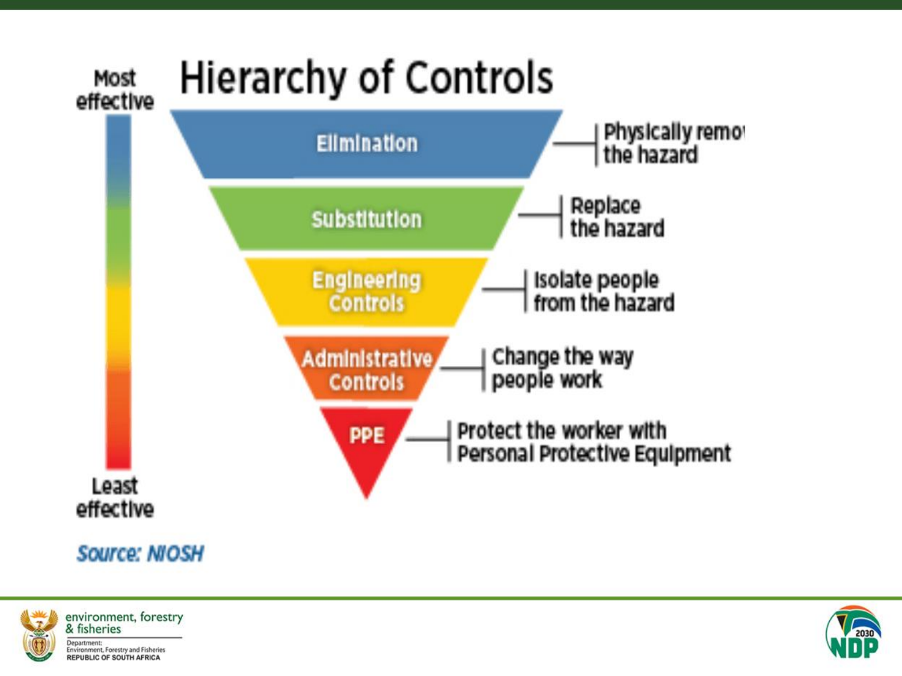# Hierarchy of Controls

Most effective

- **Elimination** – Physically remo[ve] the hazard
- **Substitution** – Replace the hazard
- **Engineering Controls** – Isolate people from the hazard
- **Administrative Controls** – Change the way people work
- **PPE** – Protect the worker with Personal Protective Equipment

Least effective

*Source: NIOSH*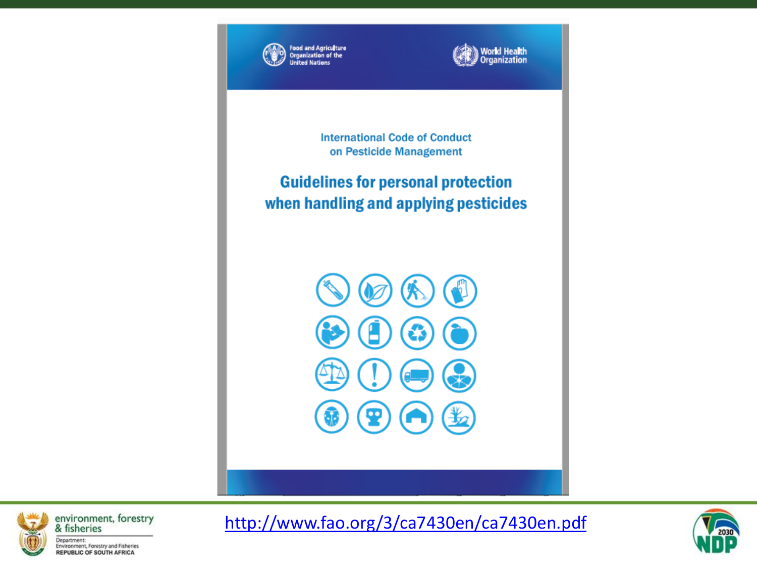Food and Agriculture Organization of the United Nations

World Health Organization

International Code of Conduct on Pesticide Management

# Guidelines for personal protection when handling and applying pesticides

http://www.fao.org/3/ca7430en/ca7430en.pdf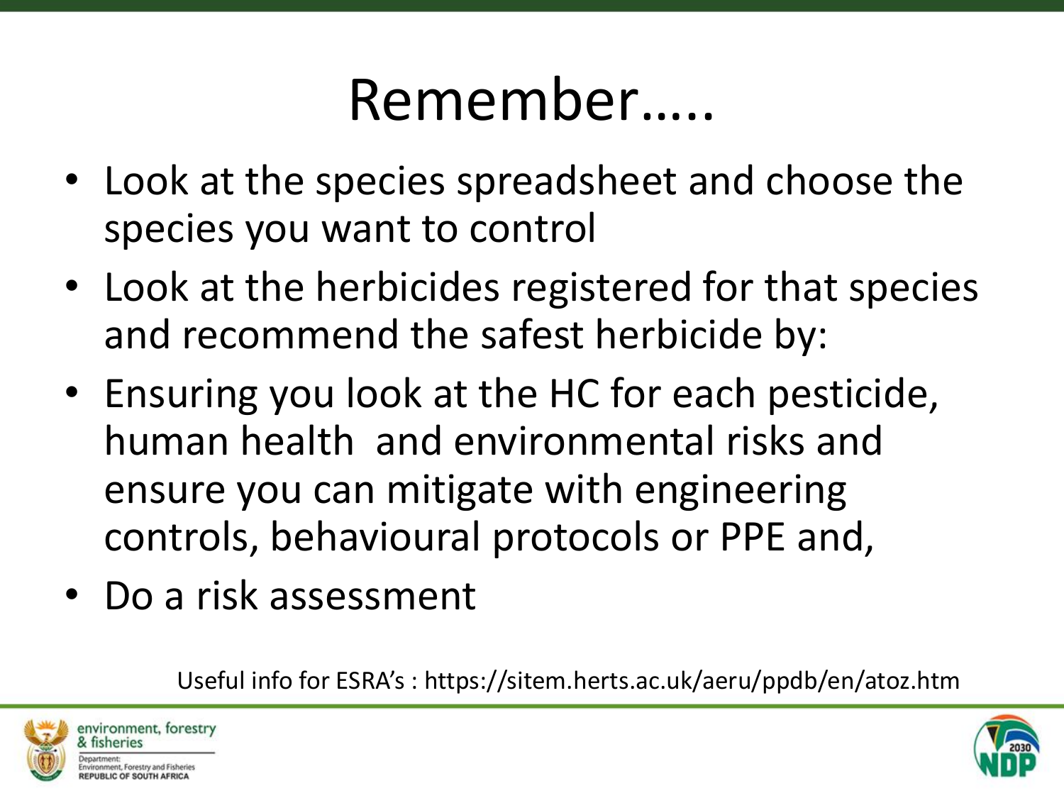# Remember…..

- Look at the species spreadsheet and choose the species you want to control
- Look at the herbicides registered for that species and recommend the safest herbicide by:
- Ensuring you look at the HC for each pesticide, human health and environmental risks and ensure you can mitigate with engineering controls, behavioural protocols or PPE and,
- Do a risk assessment

Useful info for ESRA's : https://sitem.herts.ac.uk/aeru/ppdb/en/atoz.htm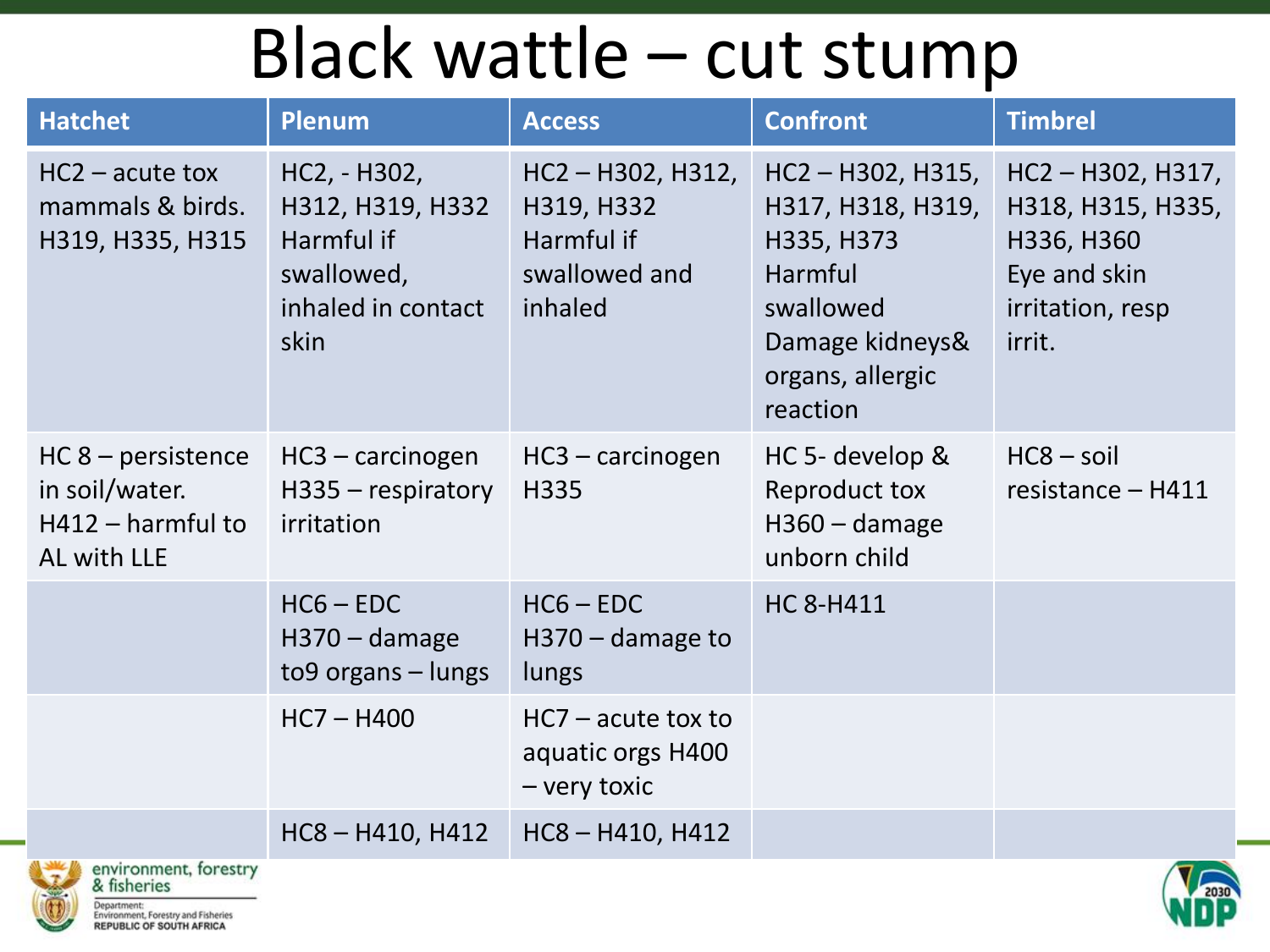# Black wattle – cut stump

| Hatchet | Plenum | Access | Confront | Timbrel |
|---|---|---|---|---|
| HC2 – acute tox mammals & birds. H319, H335, H315 | HC2, - H302, H312, H319, H332 Harmful if swallowed, inhaled in contact skin | HC2 – H302, H312, H319, H332 Harmful if swallowed and inhaled | HC2 – H302, H315, H317, H318, H319, H335, H373 Harmful swallowed Damage kidneys& organs, allergic reaction | HC2 – H302, H317, H318, H315, H335, H336, H360 Eye and skin irritation, resp irrit. |
| HC 8 – persistence in soil/water. H412 – harmful to AL with LLE | HC3 – carcinogen H335 – respiratory irritation | HC3 – carcinogen H335 | HC 5- develop & Reproduct tox H360 – damage unborn child | HC8 – soil resistance – H411 |
| | HC6 – EDC H370 – damage to9 organs – lungs | HC6 – EDC H370 – damage to lungs | HC 8-H411 | |
| | HC7 – H400 | HC7 – acute tox to aquatic orgs H400 – very toxic | | |
| | HC8 – H410, H412 | HC8 – H410, H412 | | |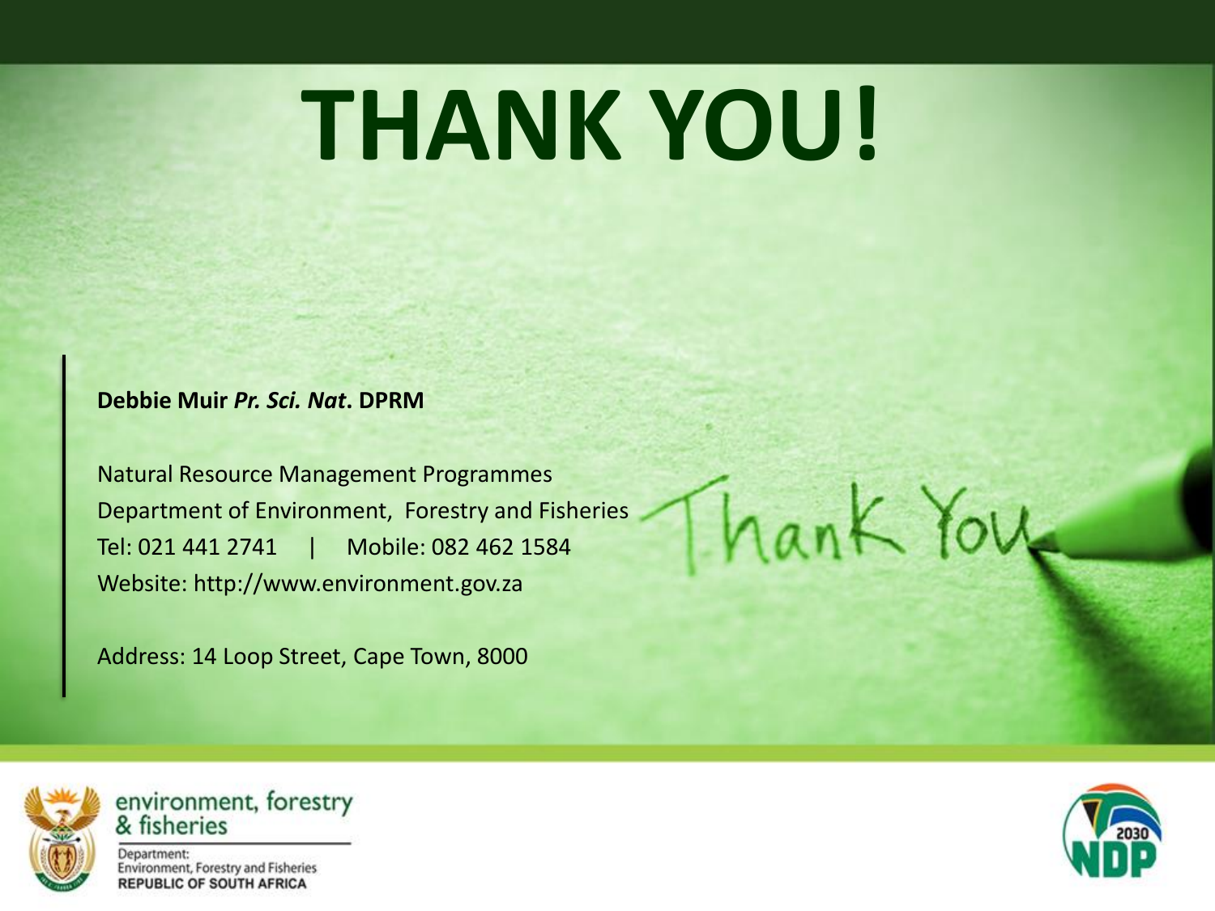# THANK YOU!

**Debbie Muir *Pr. Sci. Nat*. DPRM**

Natural Resource Management Programmes
Department of Environment, Forestry and Fisheries
Tel: 021 441 2741 | Mobile: 082 462 1584
Website: http://www.environment.gov.za

Address: 14 Loop Street, Cape Town, 8000

environment, forestry & fisheries

Department:
Environment, Forestry and Fisheries
REPUBLIC OF SOUTH AFRICA